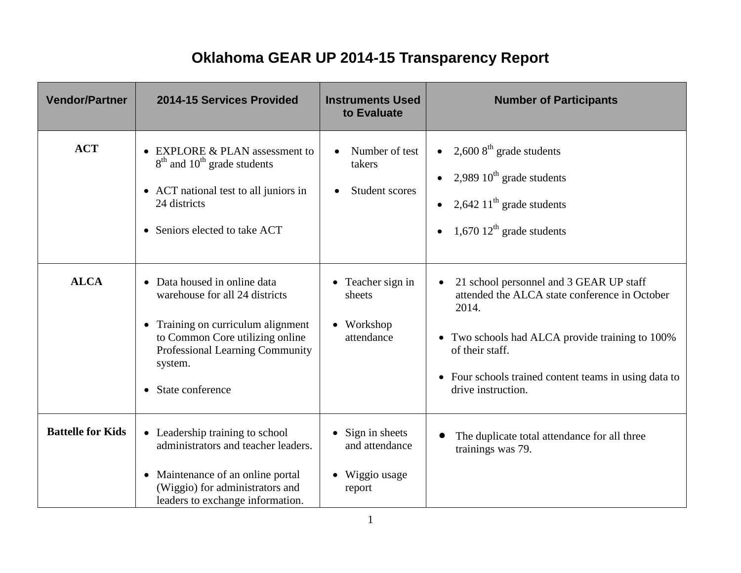# Oklahoma GEAR UP 2014-15 Transparency Report

| Vendor/Partner | 2014-15 Services Provided | Instruments Used to Evaluate | Number of Participants |
|---|---|---|---|
| **ACT** | • EXPLORE & PLAN assessment to 8th and 10th grade students<br>• ACT national test to all juniors in 24 districts<br>• Seniors elected to take ACT | • Number of test takers<br>• Student scores | • 2,600 8th grade students<br>• 2,989 10th grade students<br>• 2,642 11th grade students<br>• 1,670 12th grade students |
| **ALCA** | • Data housed in online data warehouse for all 24 districts<br>• Training on curriculum alignment to Common Core utilizing online Professional Learning Community system.<br>• State conference | • Teacher sign in sheets<br>• Workshop attendance | • 21 school personnel and 3 GEAR UP staff attended the ALCA state conference in October 2014.<br>• Two schools had ALCA provide training to 100% of their staff.<br>• Four schools trained content teams in using data to drive instruction. |
| **Battelle for Kids** | • Leadership training to school administrators and teacher leaders.<br>• Maintenance of an online portal (Wiggio) for administrators and leaders to exchange information. | • Sign in sheets and attendance<br>• Wiggio usage report | • The duplicate total attendance for all three trainings was 79. |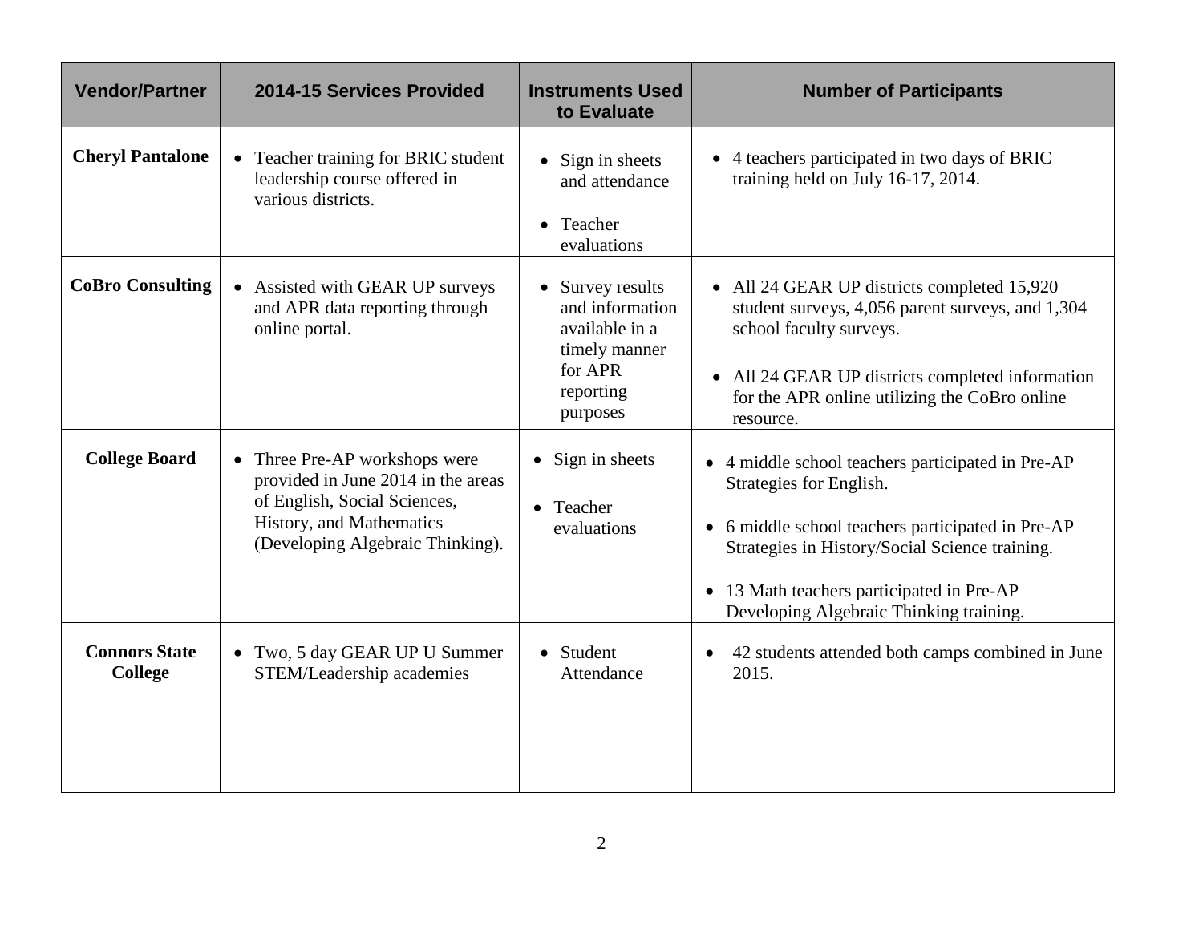| Vendor/Partner | 2014-15 Services Provided | Instruments Used to Evaluate | Number of Participants |
|---|---|---|---|
| **Cheryl Pantalone** | • Teacher training for BRIC student leadership course offered in various districts. | • Sign in sheets and attendance<br>• Teacher evaluations | • 4 teachers participated in two days of BRIC training held on July 16-17, 2014. |
| **CoBro Consulting** | • Assisted with GEAR UP surveys and APR data reporting through online portal. | • Survey results and information available in a timely manner for APR reporting purposes | • All 24 GEAR UP districts completed 15,920 student surveys, 4,056 parent surveys, and 1,304 school faculty surveys.<br>• All 24 GEAR UP districts completed information for the APR online utilizing the CoBro online resource. |
| **College Board** | • Three Pre-AP workshops were provided in June 2014 in the areas of English, Social Sciences, History, and Mathematics (Developing Algebraic Thinking). | • Sign in sheets<br>• Teacher evaluations | • 4 middle school teachers participated in Pre-AP Strategies for English.<br>• 6 middle school teachers participated in Pre-AP Strategies in History/Social Science training.<br>• 13 Math teachers participated in Pre-AP Developing Algebraic Thinking training. |
| **Connors State College** | • Two, 5 day GEAR UP U Summer STEM/Leadership academies | • Student Attendance | • 42 students attended both camps combined in June 2015. |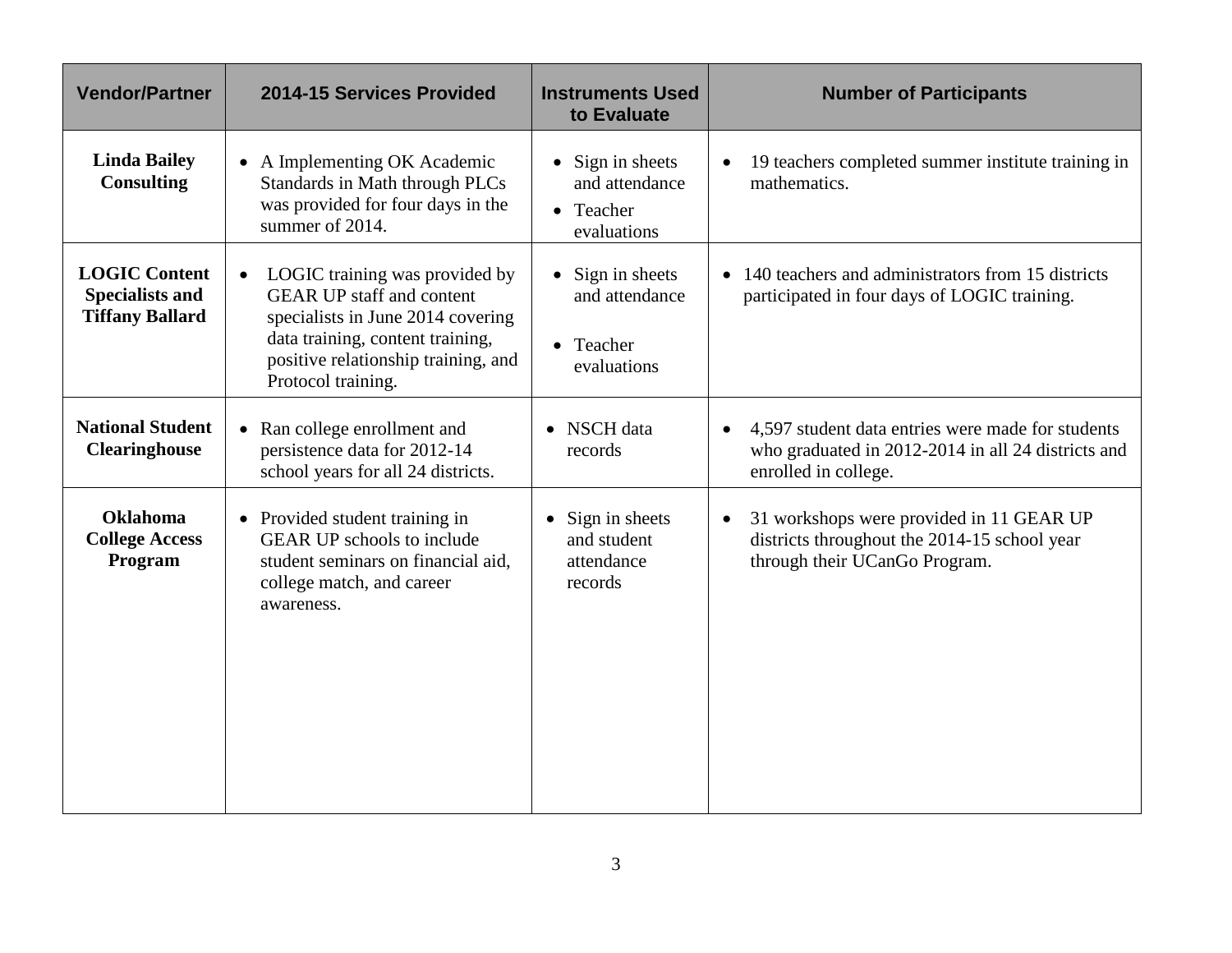| Vendor/Partner | 2014-15 Services Provided | Instruments Used to Evaluate | Number of Participants |
|---|---|---|---|
| **Linda Bailey Consulting** | • A Implementing OK Academic Standards in Math through PLCs was provided for four days in the summer of 2014. | • Sign in sheets and attendance<br>• Teacher evaluations | • 19 teachers completed summer institute training in mathematics. |
| **LOGIC Content Specialists and Tiffany Ballard** | • LOGIC training was provided by GEAR UP staff and content specialists in June 2014 covering data training, content training, positive relationship training, and Protocol training. | • Sign in sheets and attendance<br>• Teacher evaluations | • 140 teachers and administrators from 15 districts participated in four days of LOGIC training. |
| **National Student Clearinghouse** | • Ran college enrollment and persistence data for 2012-14 school years for all 24 districts. | • NSCH data records | • 4,597 student data entries were made for students who graduated in 2012-2014 in all 24 districts and enrolled in college. |
| **Oklahoma College Access Program** | • Provided student training in GEAR UP schools to include student seminars on financial aid, college match, and career awareness. | • Sign in sheets and student attendance records | • 31 workshops were provided in 11 GEAR UP districts throughout the 2014-15 school year through their UCanGo Program. |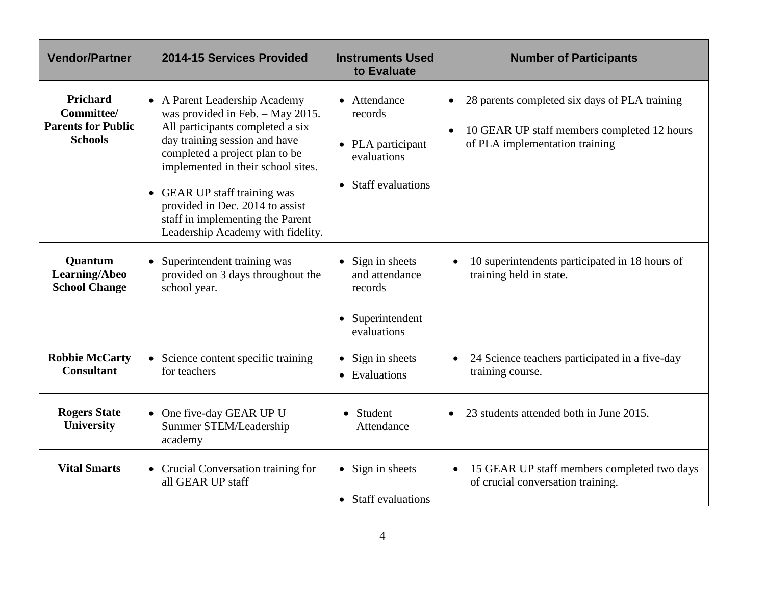| Vendor/Partner | 2014-15 Services Provided | Instruments Used to Evaluate | Number of Participants |
|---|---|---|---|
| **Prichard Committee/ Parents for Public Schools** | • A Parent Leadership Academy was provided in Feb. – May 2015. All participants completed a six day training session and have completed a project plan to be implemented in their school sites.<br>• GEAR UP staff training was provided in Dec. 2014 to assist staff in implementing the Parent Leadership Academy with fidelity. | • Attendance records<br>• PLA participant evaluations<br>• Staff evaluations | • 28 parents completed six days of PLA training<br>• 10 GEAR UP staff members completed 12 hours of PLA implementation training |
| **Quantum Learning/Abeo School Change** | • Superintendent training was provided on 3 days throughout the school year. | • Sign in sheets and attendance records<br>• Superintendent evaluations | • 10 superintendents participated in 18 hours of training held in state. |
| **Robbie McCarty Consultant** | • Science content specific training for teachers | • Sign in sheets<br>• Evaluations | • 24 Science teachers participated in a five-day training course. |
| **Rogers State University** | • One five-day GEAR UP U Summer STEM/Leadership academy | • Student Attendance | • 23 students attended both in June 2015. |
| **Vital Smarts** | • Crucial Conversation training for all GEAR UP staff | • Sign in sheets<br>• Staff evaluations | • 15 GEAR UP staff members completed two days of crucial conversation training. |